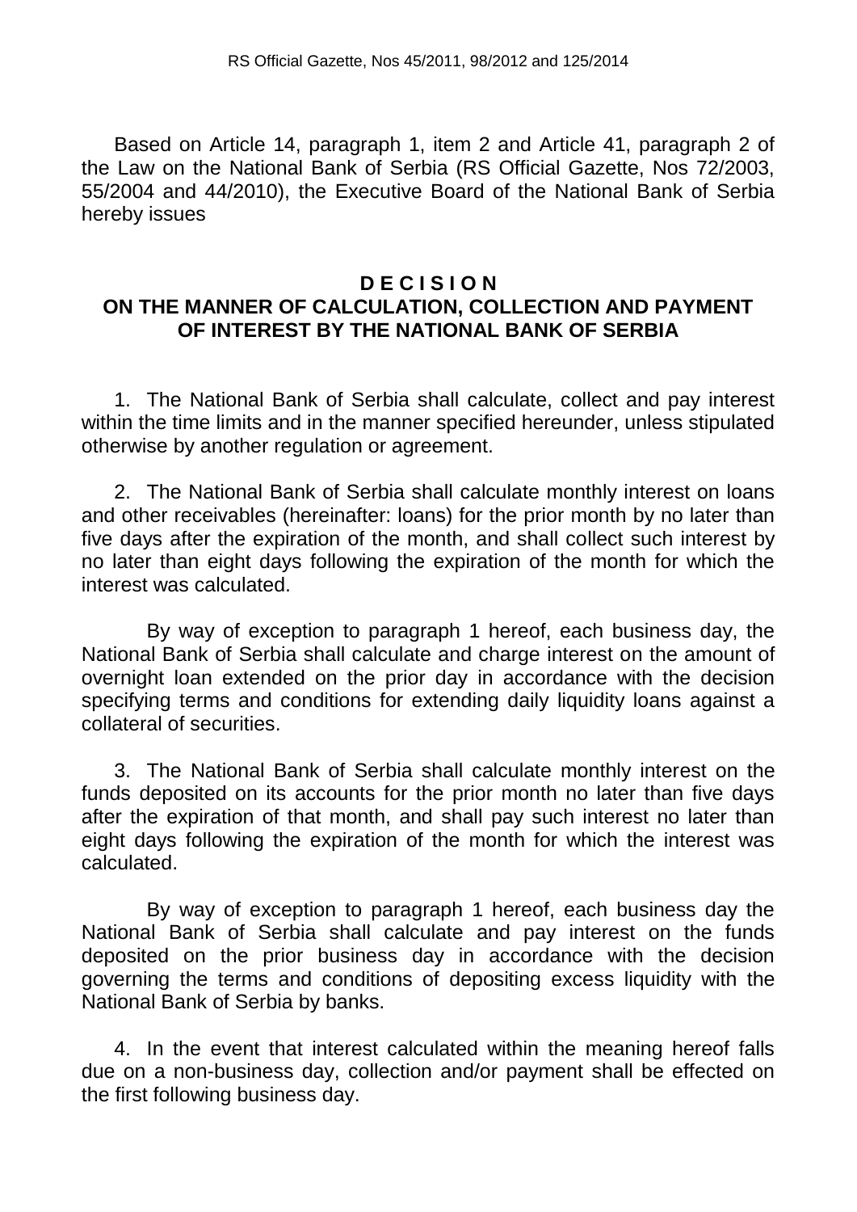RS Official Gazette, Nos 45/2011, 98/2012 and 125/2014

Based on Article 14, paragraph 1, item 2 and Article 41, paragraph 2 of the Law on the National Bank of Serbia (RS Official Gazette, Nos 72/2003, 55/2004 and 44/2010), the Executive Board of the National Bank of Serbia hereby issues

# D E C I S I O N
# ON THE MANNER OF CALCULATION, COLLECTION AND PAYMENT OF INTEREST BY THE NATIONAL BANK OF SERBIA

1. The National Bank of Serbia shall calculate, collect and pay interest within the time limits and in the manner specified hereunder, unless stipulated otherwise by another regulation or agreement.

2. The National Bank of Serbia shall calculate monthly interest on loans and other receivables (hereinafter: loans) for the prior month by no later than five days after the expiration of the month, and shall collect such interest by no later than eight days following the expiration of the month for which the interest was calculated.

By way of exception to paragraph 1 hereof, each business day, the National Bank of Serbia shall calculate and charge interest on the amount of overnight loan extended on the prior day in accordance with the decision specifying terms and conditions for extending daily liquidity loans against a collateral of securities.

3. The National Bank of Serbia shall calculate monthly interest on the funds deposited on its accounts for the prior month no later than five days after the expiration of that month, and shall pay such interest no later than eight days following the expiration of the month for which the interest was calculated.

By way of exception to paragraph 1 hereof, each business day the National Bank of Serbia shall calculate and pay interest on the funds deposited on the prior business day in accordance with the decision governing the terms and conditions of depositing excess liquidity with the National Bank of Serbia by banks.

4. In the event that interest calculated within the meaning hereof falls due on a non-business day, collection and/or payment shall be effected on the first following business day.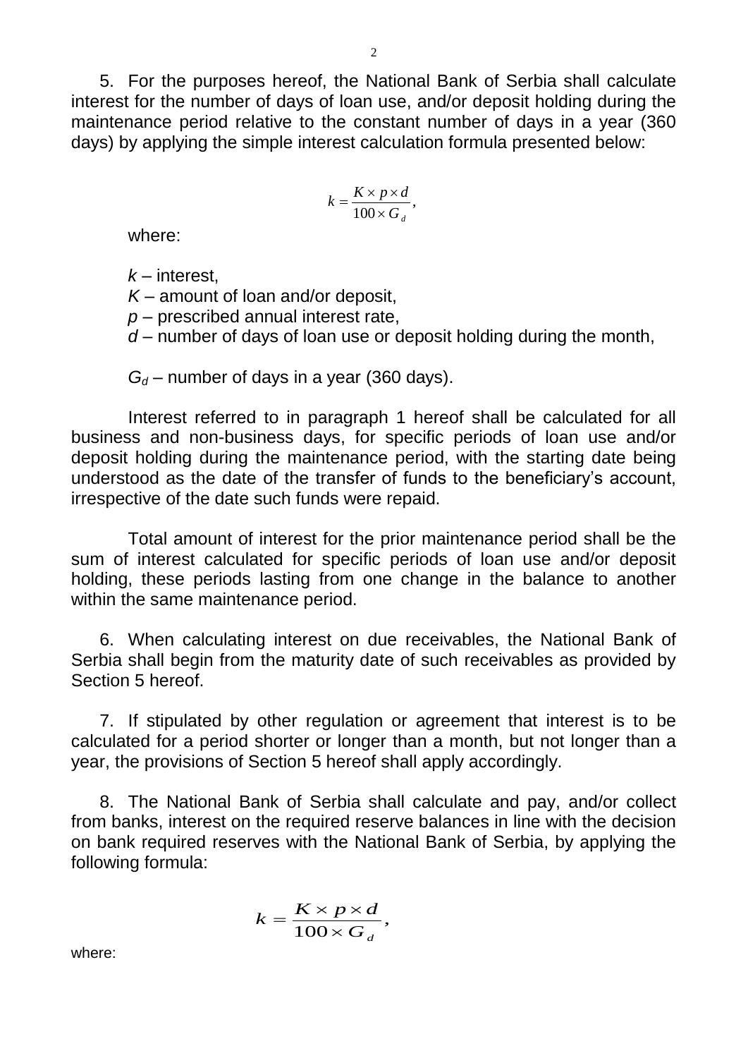5. For the purposes hereof, the National Bank of Serbia shall calculate interest for the number of days of loan use, and/or deposit holding during the maintenance period relative to the constant number of days in a year (360 days) by applying the simple interest calculation formula presented below:

$$k = \frac{K \times p \times d}{100 \times G_d},$$

where:

*k* – interest,
*K* – amount of loan and/or deposit,
*p* – prescribed annual interest rate,
*d* – number of days of loan use or deposit holding during the month,

$G_d$ – number of days in a year (360 days).

Interest referred to in paragraph 1 hereof shall be calculated for all business and non-business days, for specific periods of loan use and/or deposit holding during the maintenance period, with the starting date being understood as the date of the transfer of funds to the beneficiary's account, irrespective of the date such funds were repaid.

Total amount of interest for the prior maintenance period shall be the sum of interest calculated for specific periods of loan use and/or deposit holding, these periods lasting from one change in the balance to another within the same maintenance period.

6. When calculating interest on due receivables, the National Bank of Serbia shall begin from the maturity date of such receivables as provided by Section 5 hereof.

7. If stipulated by other regulation or agreement that interest is to be calculated for a period shorter or longer than a month, but not longer than a year, the provisions of Section 5 hereof shall apply accordingly.

8. The National Bank of Serbia shall calculate and pay, and/or collect from banks, interest on the required reserve balances in line with the decision on bank required reserves with the National Bank of Serbia, by applying the following formula:

$$k = \frac{K \times p \times d}{100 \times G_d},$$

where: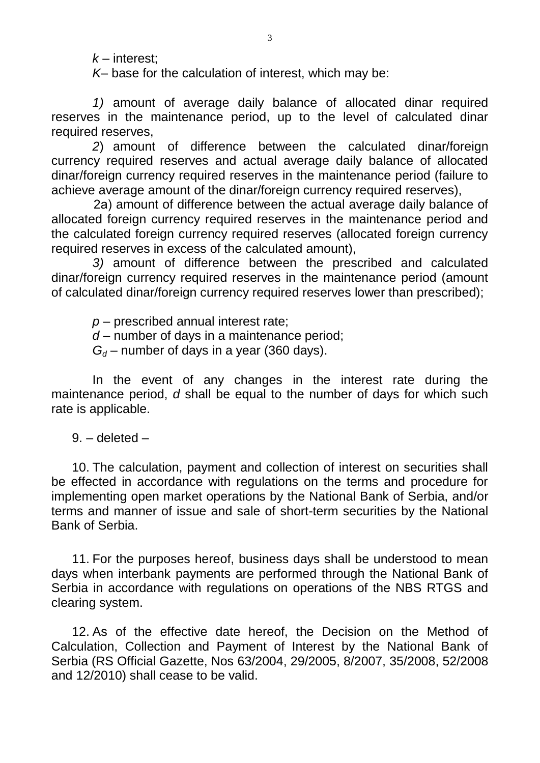$k$ – interest;

$K$– base for the calculation of interest, which may be:

*1)* amount of average daily balance of allocated dinar required reserves in the maintenance period, up to the level of calculated dinar required reserves,

*2*) amount of difference between the calculated dinar/foreign currency required reserves and actual average daily balance of allocated dinar/foreign currency required reserves in the maintenance period (failure to achieve average amount of the dinar/foreign currency required reserves),

2a) amount of difference between the actual average daily balance of allocated foreign currency required reserves in the maintenance period and the calculated foreign currency required reserves (allocated foreign currency required reserves in excess of the calculated amount),

*3)* amount of difference between the prescribed and calculated dinar/foreign currency required reserves in the maintenance period (amount of calculated dinar/foreign currency required reserves lower than prescribed);

$p$ – prescribed annual interest rate;

$d$ – number of days in a maintenance period;

$G_d$ – number of days in a year (360 days).

In the event of any changes in the interest rate during the maintenance period, $d$ shall be equal to the number of days for which such rate is applicable.

9. – deleted –

10. The calculation, payment and collection of interest on securities shall be effected in accordance with regulations on the terms and procedure for implementing open market operations by the National Bank of Serbia, and/or terms and manner of issue and sale of short-term securities by the National Bank of Serbia.

11. For the purposes hereof, business days shall be understood to mean days when interbank payments are performed through the National Bank of Serbia in accordance with regulations on operations of the NBS RTGS and clearing system.

12. As of the effective date hereof, the Decision on the Method of Calculation, Collection and Payment of Interest by the National Bank of Serbia (RS Official Gazette, Nos 63/2004, 29/2005, 8/2007, 35/2008, 52/2008 and 12/2010) shall cease to be valid.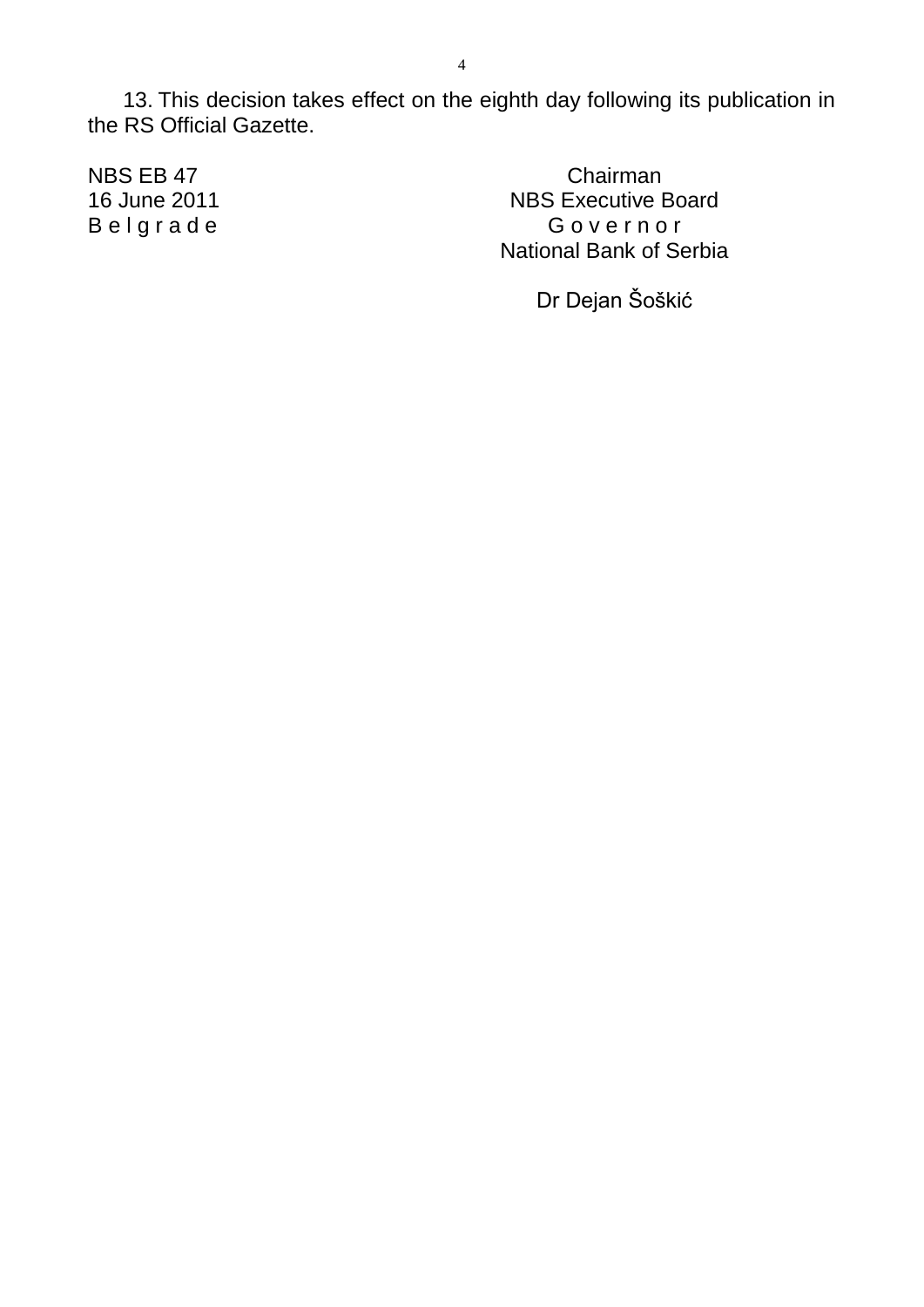13. This decision takes effect on the eighth day following its publication in the RS Official Gazette.

NBS EB 47
16 June 2011
B e l g r a d e

Chairman
NBS Executive Board
G o v e r n o r
National Bank of Serbia

Dr Dejan Šoškić